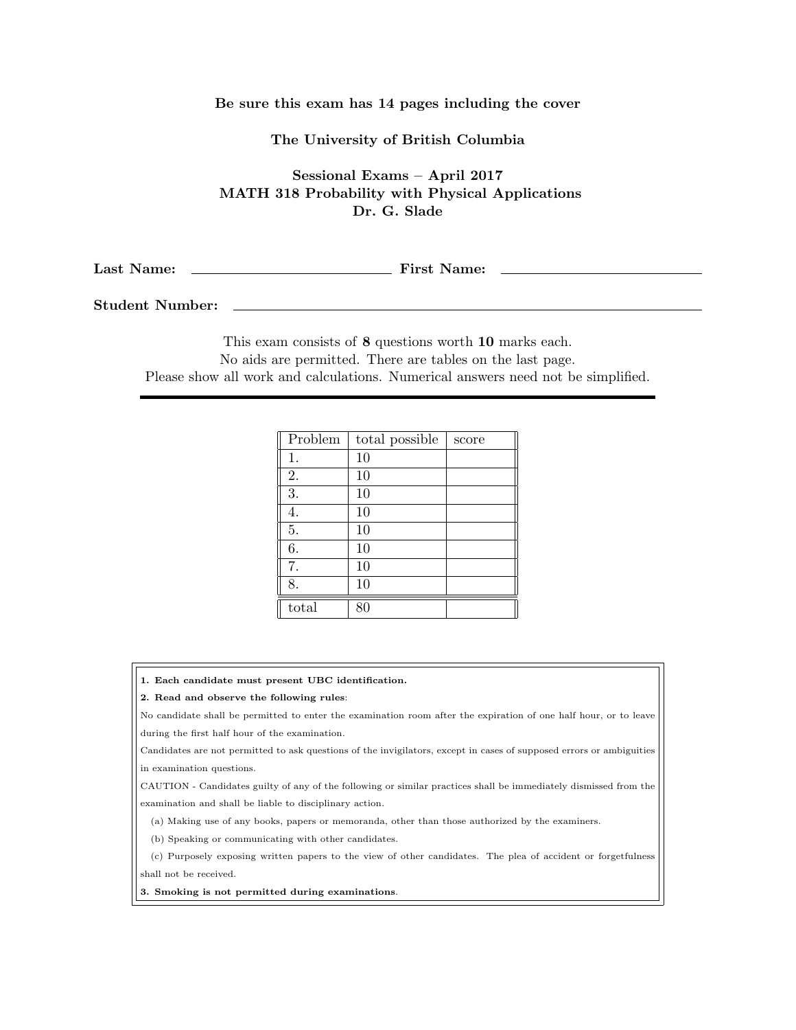**Be sure this exam has 14 pages including the cover**

**The University of British Columbia**

**Sessional Exams – April 2017**
**MATH 318 Probability with Physical Applications**
**Dr. G. Slade**

**Last Name:** \_\_\_\_\_\_\_\_\_\_\_\_\_\_\_\_\_\_\_\_\_\_\_\_ **First Name:** \_\_\_\_\_\_\_\_\_\_\_\_\_\_\_\_\_\_\_\_\_\_\_\_

**Student Number:** \_\_\_\_\_\_\_\_\_\_\_\_\_\_\_\_\_\_\_\_\_\_\_\_\_\_\_\_\_\_\_\_\_\_\_\_\_\_\_\_\_\_\_\_

This exam consists of **8** questions worth **10** marks each.
No aids are permitted. There are tables on the last page.
Please show all work and calculations. Numerical answers need not be simplified.

| Problem | total possible | score |
|---|---|---|
| 1. | 10 | |
| 2. | 10 | |
| 3. | 10 | |
| 4. | 10 | |
| 5. | 10 | |
| 6. | 10 | |
| 7. | 10 | |
| 8. | 10 | |
| total | 80 | |

**1. Each candidate must present UBC identification.**

**2. Read and observe the following rules**:

No candidate shall be permitted to enter the examination room after the expiration of one half hour, or to leave during the first half hour of the examination.

Candidates are not permitted to ask questions of the invigilators, except in cases of supposed errors or ambiguities in examination questions.

CAUTION - Candidates guilty of any of the following or similar practices shall be immediately dismissed from the examination and shall be liable to disciplinary action.

(a) Making use of any books, papers or memoranda, other than those authorized by the examiners.

(b) Speaking or communicating with other candidates.

(c) Purposely exposing written papers to the view of other candidates. The plea of accident or forgetfulness shall not be received.

**3. Smoking is not permitted during examinations**.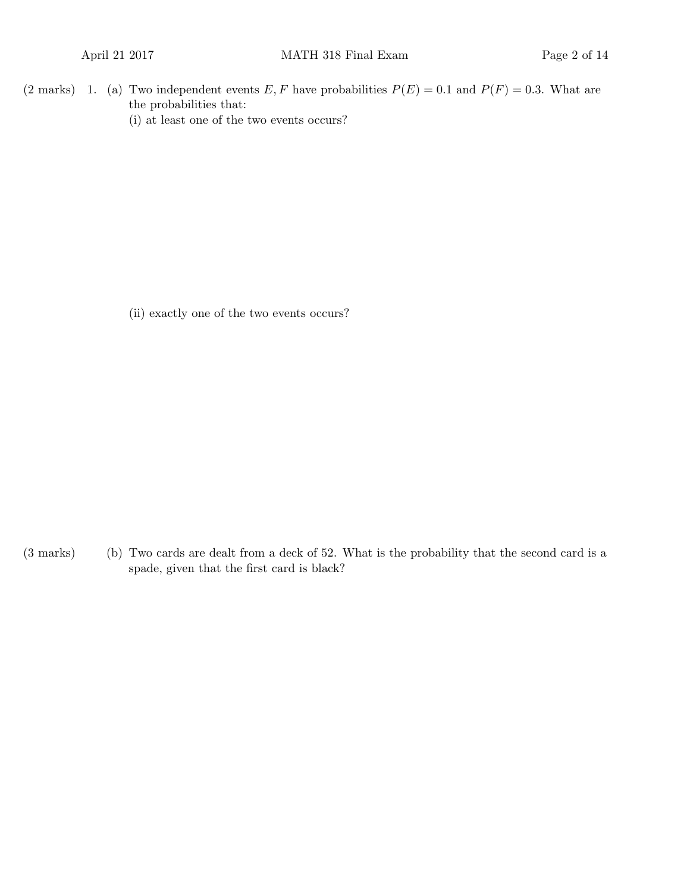(2 marks) 1. (a) Two independent events $E, F$ have probabilities $P(E) = 0.1$ and $P(F) = 0.3$. What are the probabilities that:

(i) at least one of the two events occurs?

(ii) exactly one of the two events occurs?

(3 marks) (b) Two cards are dealt from a deck of 52. What is the probability that the second card is a spade, given that the first card is black?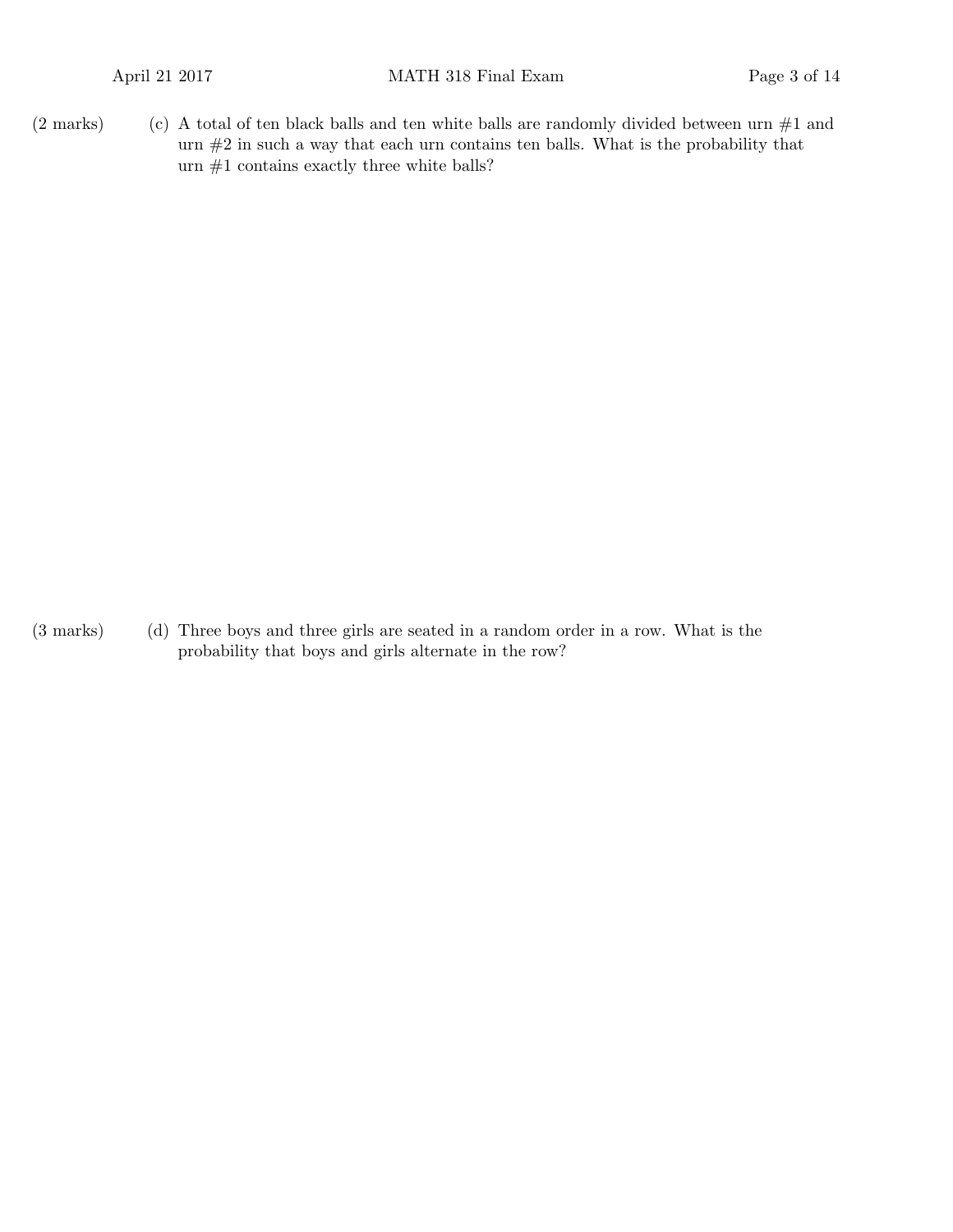(2 marks) (c) A total of ten black balls and ten white balls are randomly divided between urn #1 and urn #2 in such a way that each urn contains ten balls. What is the probability that urn #1 contains exactly three white balls?

(3 marks) (d) Three boys and three girls are seated in a random order in a row. What is the probability that boys and girls alternate in the row?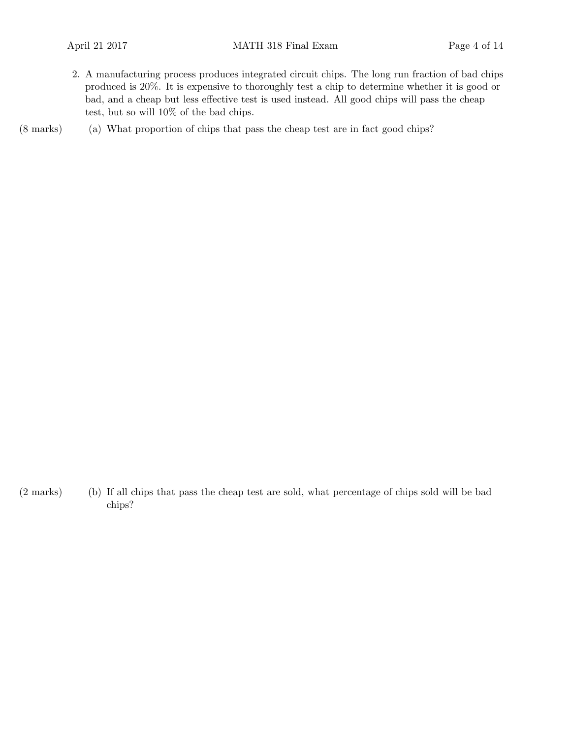2. A manufacturing process produces integrated circuit chips. The long run fraction of bad chips produced is 20%. It is expensive to thoroughly test a chip to determine whether it is good or bad, and a cheap but less effective test is used instead. All good chips will pass the cheap test, but so will 10% of the bad chips.

(8 marks) (a) What proportion of chips that pass the cheap test are in fact good chips?

(2 marks) (b) If all chips that pass the cheap test are sold, what percentage of chips sold will be bad chips?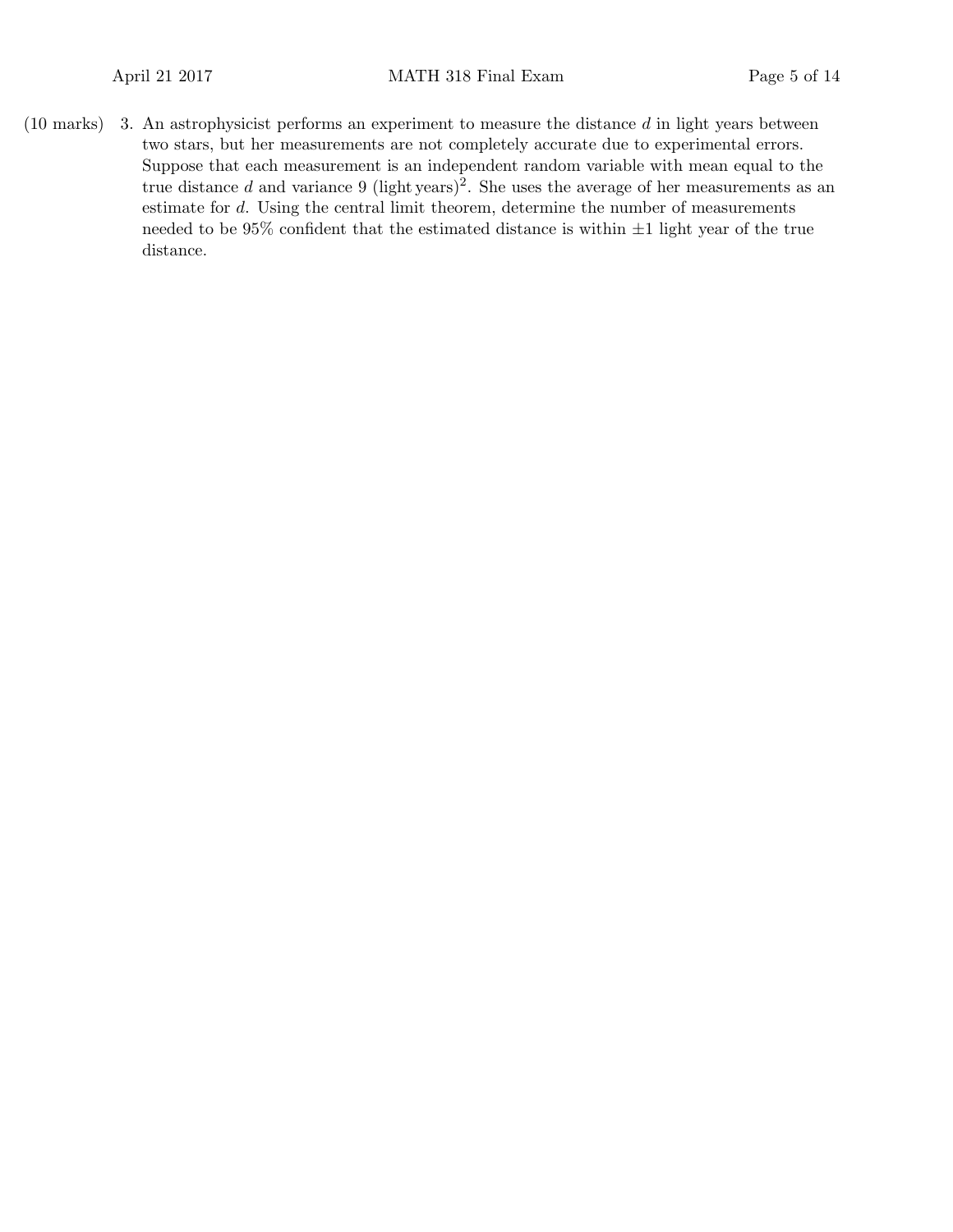(10 marks) 3. An astrophysicist performs an experiment to measure the distance $d$ in light years between two stars, but her measurements are not completely accurate due to experimental errors. Suppose that each measurement is an independent random variable with mean equal to the true distance $d$ and variance 9 $(\text{light years})^2$. She uses the average of her measurements as an estimate for $d$. Using the central limit theorem, determine the number of measurements needed to be 95% confident that the estimated distance is within $\pm 1$ light year of the true distance.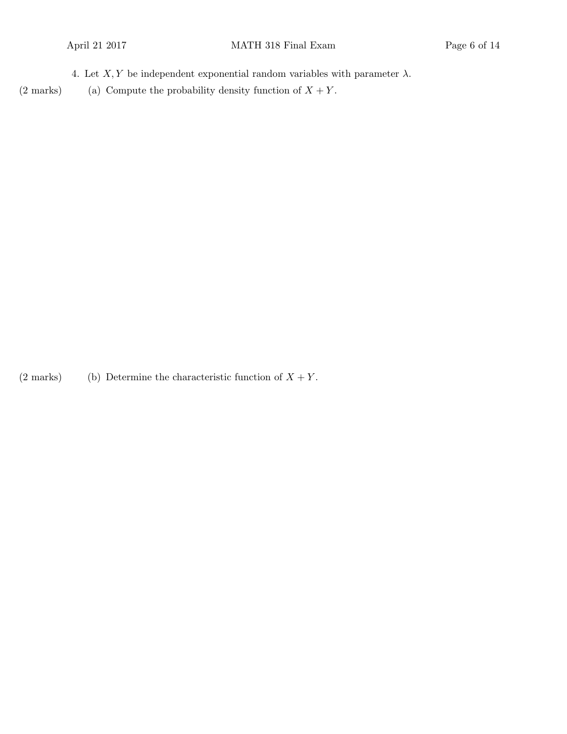4. Let $X, Y$ be independent exponential random variables with parameter $\lambda$.

(2 marks) (a) Compute the probability density function of $X + Y$.

(2 marks) (b) Determine the characteristic function of $X + Y$.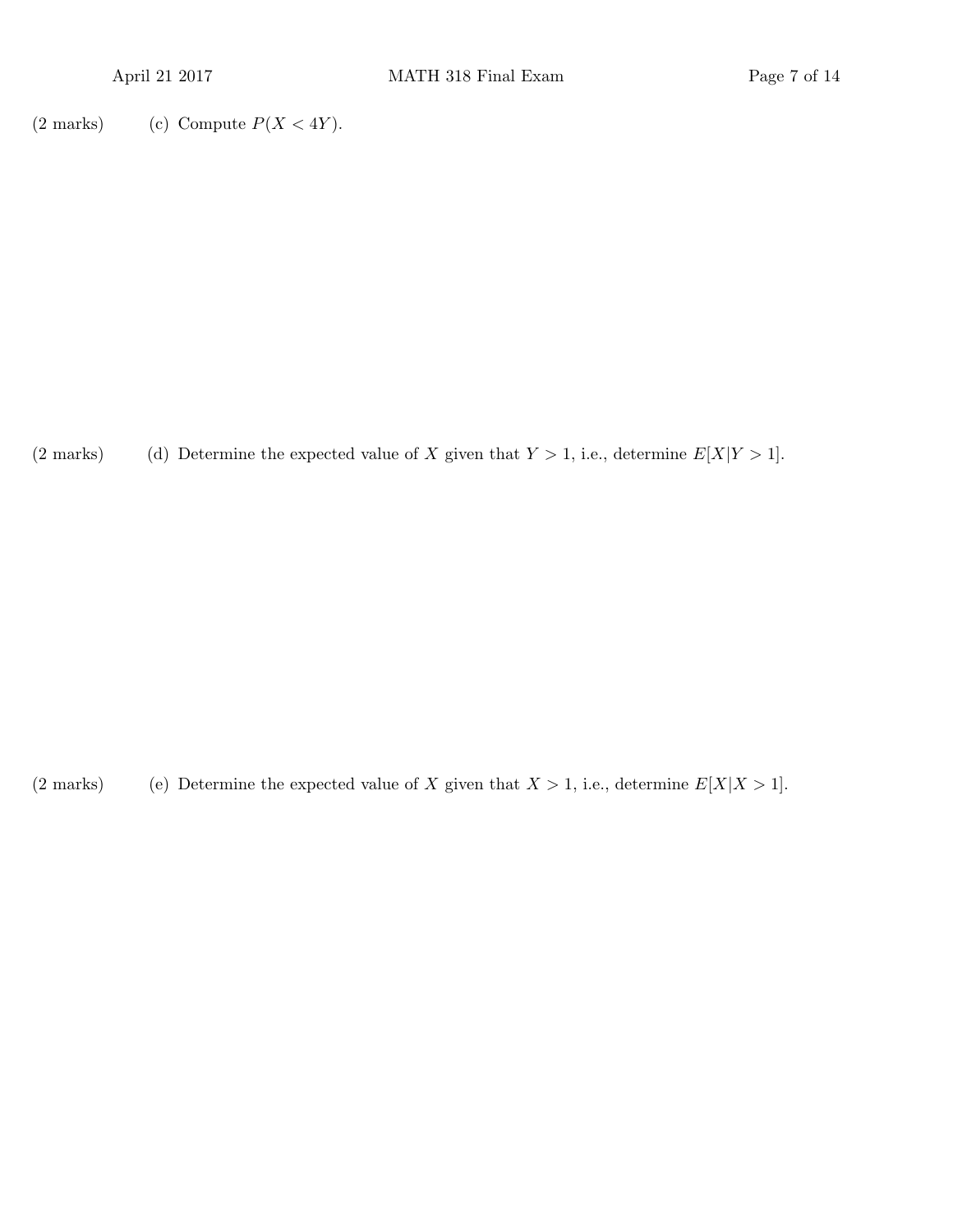(2 marks) (c) Compute $P(X < 4Y)$.

(2 marks) (d) Determine the expected value of $X$ given that $Y > 1$, i.e., determine $E[X|Y > 1]$.

(2 marks) (e) Determine the expected value of $X$ given that $X > 1$, i.e., determine $E[X|X > 1]$.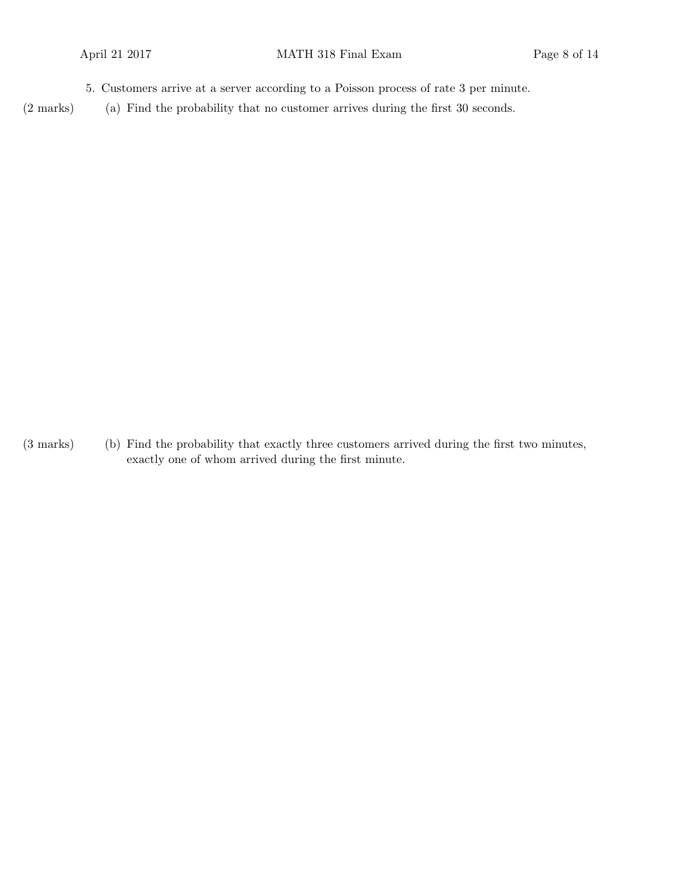5. Customers arrive at a server according to a Poisson process of rate 3 per minute.

(2 marks) (a) Find the probability that no customer arrives during the first 30 seconds.

(3 marks) (b) Find the probability that exactly three customers arrived during the first two minutes, exactly one of whom arrived during the first minute.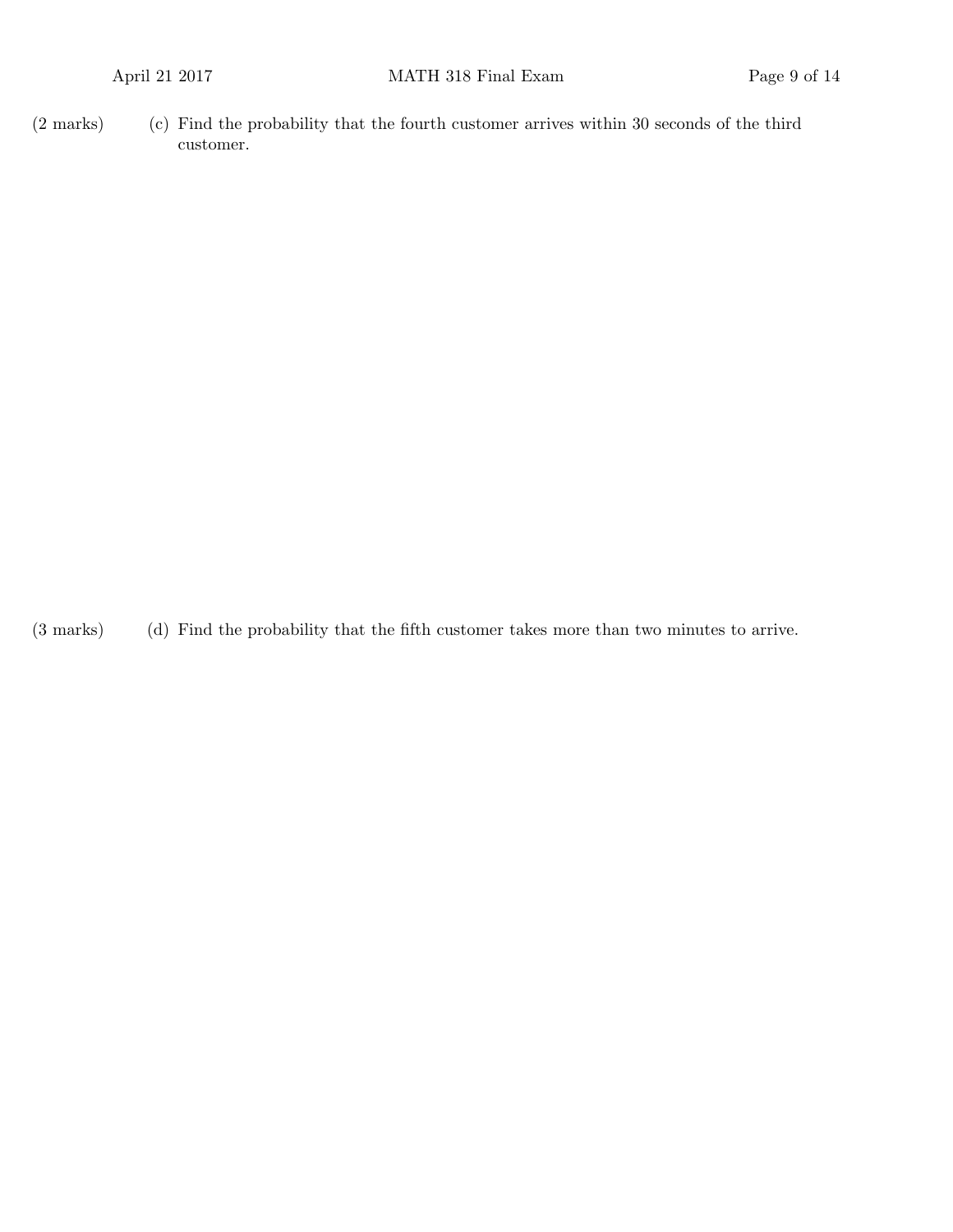(2 marks) (c) Find the probability that the fourth customer arrives within 30 seconds of the third customer.

(3 marks) (d) Find the probability that the fifth customer takes more than two minutes to arrive.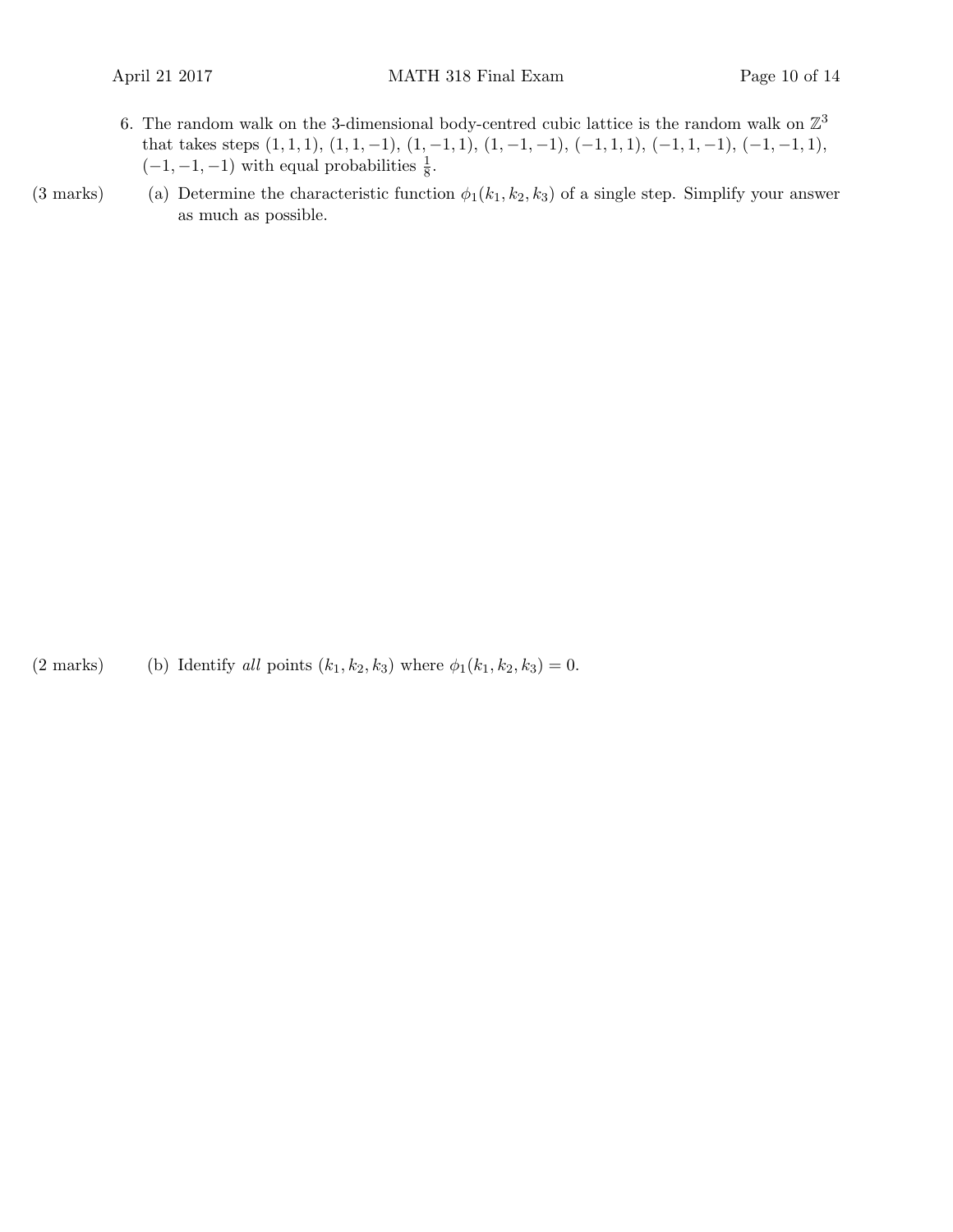6. The random walk on the 3-dimensional body-centred cubic lattice is the random walk on $\mathbb{Z}^3$ that takes steps $(1,1,1)$, $(1,1,-1)$, $(1,-1,1)$, $(1,-1,-1)$, $(-1,1,1)$, $(-1,1,-1)$, $(-1,-1,1)$, $(-1,-1,-1)$ with equal probabilities $\frac{1}{8}$.

(3 marks) (a) Determine the characteristic function $\phi_1(k_1, k_2, k_3)$ of a single step. Simplify your answer as much as possible.

(2 marks) (b) Identify *all* points $(k_1, k_2, k_3)$ where $\phi_1(k_1, k_2, k_3) = 0$.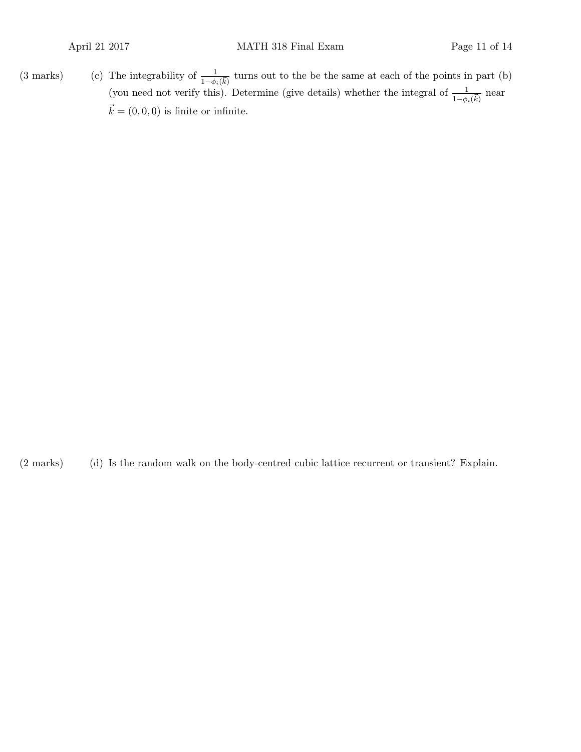(3 marks) (c) The integrability of $\frac{1}{1-\phi_i(\vec{k})}$ turns out to the be the same at each of the points in part (b) (you need not verify this). Determine (give details) whether the integral of $\frac{1}{1-\phi_i(\vec{k})}$ near $\vec{k} = (0, 0, 0)$ is finite or infinite.

(2 marks) (d) Is the random walk on the body-centred cubic lattice recurrent or transient? Explain.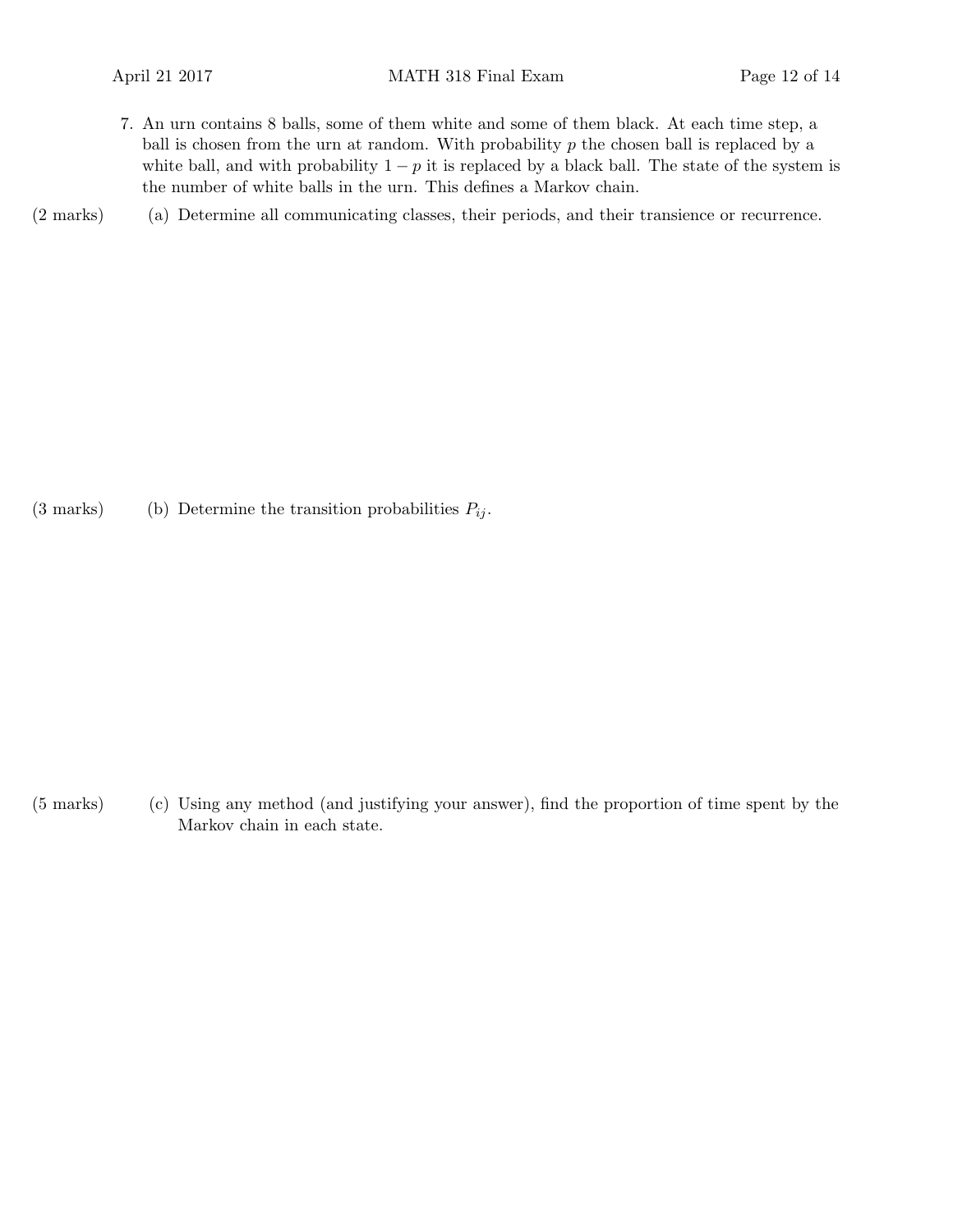7. An urn contains 8 balls, some of them white and some of them black. At each time step, a ball is chosen from the urn at random. With probability $p$ the chosen ball is replaced by a white ball, and with probability $1 - p$ it is replaced by a black ball. The state of the system is the number of white balls in the urn. This defines a Markov chain.

(2 marks) (a) Determine all communicating classes, their periods, and their transience or recurrence.

(3 marks) (b) Determine the transition probabilities $P_{ij}$.

(5 marks) (c) Using any method (and justifying your answer), find the proportion of time spent by the Markov chain in each state.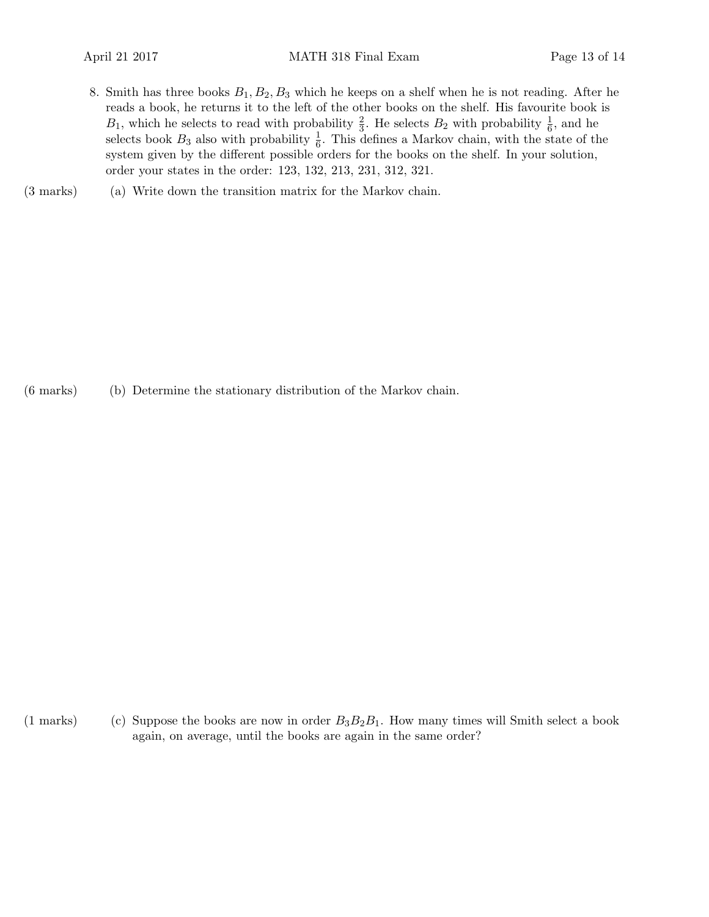8. Smith has three books $B_1, B_2, B_3$ which he keeps on a shelf when he is not reading. After he reads a book, he returns it to the left of the other books on the shelf. His favourite book is $B_1$, which he selects to read with probability $\frac{2}{3}$. He selects $B_2$ with probability $\frac{1}{6}$, and he selects book $B_3$ also with probability $\frac{1}{6}$. This defines a Markov chain, with the state of the system given by the different possible orders for the books on the shelf. In your solution, order your states in the order: 123, 132, 213, 231, 312, 321.

(3 marks) (a) Write down the transition matrix for the Markov chain.

(6 marks) (b) Determine the stationary distribution of the Markov chain.

(1 marks) (c) Suppose the books are now in order $B_3B_2B_1$. How many times will Smith select a book again, on average, until the books are again in the same order?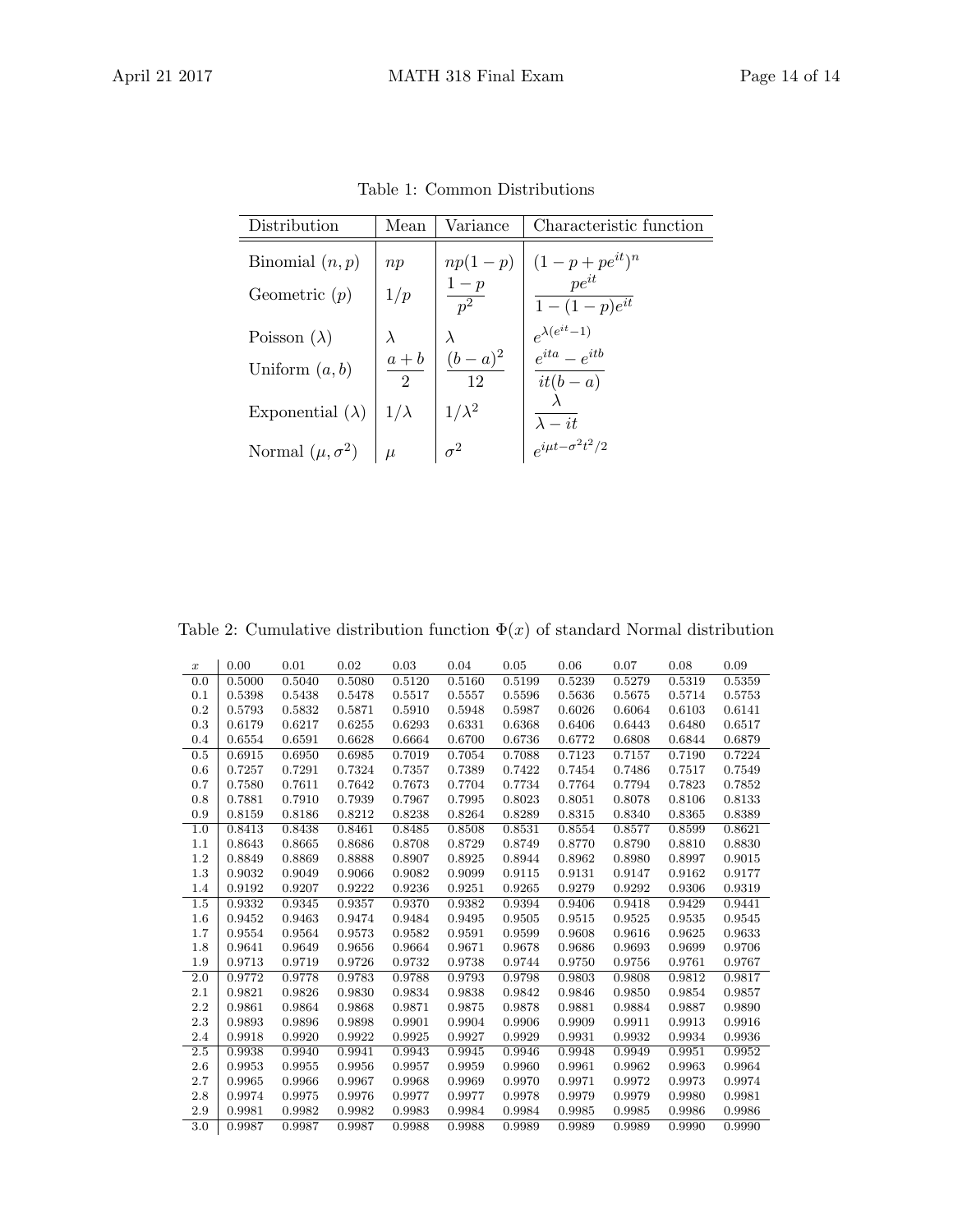Table 1: Common Distributions

| Distribution | Mean | Variance | Characteristic function |
|---|---|---|---|
| Binomial $(n, p)$ | $np$ | $np(1-p)$ | $(1-p+pe^{it})^n$ |
| Geometric $(p)$ | $1/p$ | $\dfrac{1-p}{p^2}$ | $\dfrac{pe^{it}}{1-(1-p)e^{it}}$ |
| Poisson $(\lambda)$ | $\lambda$ | $\lambda$ | $e^{\lambda(e^{it}-1)}$ |
| Uniform $(a, b)$ | $\dfrac{a+b}{2}$ | $\dfrac{(b-a)^2}{12}$ | $\dfrac{e^{ita}-e^{itb}}{it(b-a)}$ |
| Exponential $(\lambda)$ | $1/\lambda$ | $1/\lambda^2$ | $\dfrac{\lambda}{\lambda - it}$ |
| Normal $(\mu, \sigma^2)$ | $\mu$ | $\sigma^2$ | $e^{i\mu t - \sigma^2 t^2/2}$ |

Table 2: Cumulative distribution function $\Phi(x)$ of standard Normal distribution

| $x$ | 0.00 | 0.01 | 0.02 | 0.03 | 0.04 | 0.05 | 0.06 | 0.07 | 0.08 | 0.09 |
|---|---|---|---|---|---|---|---|---|---|---|
| 0.0 | 0.5000 | 0.5040 | 0.5080 | 0.5120 | 0.5160 | 0.5199 | 0.5239 | 0.5279 | 0.5319 | 0.5359 |
| 0.1 | 0.5398 | 0.5438 | 0.5478 | 0.5517 | 0.5557 | 0.5596 | 0.5636 | 0.5675 | 0.5714 | 0.5753 |
| 0.2 | 0.5793 | 0.5832 | 0.5871 | 0.5910 | 0.5948 | 0.5987 | 0.6026 | 0.6064 | 0.6103 | 0.6141 |
| 0.3 | 0.6179 | 0.6217 | 0.6255 | 0.6293 | 0.6331 | 0.6368 | 0.6406 | 0.6443 | 0.6480 | 0.6517 |
| 0.4 | 0.6554 | 0.6591 | 0.6628 | 0.6664 | 0.6700 | 0.6736 | 0.6772 | 0.6808 | 0.6844 | 0.6879 |
| 0.5 | 0.6915 | 0.6950 | 0.6985 | 0.7019 | 0.7054 | 0.7088 | 0.7123 | 0.7157 | 0.7190 | 0.7224 |
| 0.6 | 0.7257 | 0.7291 | 0.7324 | 0.7357 | 0.7389 | 0.7422 | 0.7454 | 0.7486 | 0.7517 | 0.7549 |
| 0.7 | 0.7580 | 0.7611 | 0.7642 | 0.7673 | 0.7704 | 0.7734 | 0.7764 | 0.7794 | 0.7823 | 0.7852 |
| 0.8 | 0.7881 | 0.7910 | 0.7939 | 0.7967 | 0.7995 | 0.8023 | 0.8051 | 0.8078 | 0.8106 | 0.8133 |
| 0.9 | 0.8159 | 0.8186 | 0.8212 | 0.8238 | 0.8264 | 0.8289 | 0.8315 | 0.8340 | 0.8365 | 0.8389 |
| 1.0 | 0.8413 | 0.8438 | 0.8461 | 0.8485 | 0.8508 | 0.8531 | 0.8554 | 0.8577 | 0.8599 | 0.8621 |
| 1.1 | 0.8643 | 0.8665 | 0.8686 | 0.8708 | 0.8729 | 0.8749 | 0.8770 | 0.8790 | 0.8810 | 0.8830 |
| 1.2 | 0.8849 | 0.8869 | 0.8888 | 0.8907 | 0.8925 | 0.8944 | 0.8962 | 0.8980 | 0.8997 | 0.9015 |
| 1.3 | 0.9032 | 0.9049 | 0.9066 | 0.9082 | 0.9099 | 0.9115 | 0.9131 | 0.9147 | 0.9162 | 0.9177 |
| 1.4 | 0.9192 | 0.9207 | 0.9222 | 0.9236 | 0.9251 | 0.9265 | 0.9279 | 0.9292 | 0.9306 | 0.9319 |
| 1.5 | 0.9332 | 0.9345 | 0.9357 | 0.9370 | 0.9382 | 0.9394 | 0.9406 | 0.9418 | 0.9429 | 0.9441 |
| 1.6 | 0.9452 | 0.9463 | 0.9474 | 0.9484 | 0.9495 | 0.9505 | 0.9515 | 0.9525 | 0.9535 | 0.9545 |
| 1.7 | 0.9554 | 0.9564 | 0.9573 | 0.9582 | 0.9591 | 0.9599 | 0.9608 | 0.9616 | 0.9625 | 0.9633 |
| 1.8 | 0.9641 | 0.9649 | 0.9656 | 0.9664 | 0.9671 | 0.9678 | 0.9686 | 0.9693 | 0.9699 | 0.9706 |
| 1.9 | 0.9713 | 0.9719 | 0.9726 | 0.9732 | 0.9738 | 0.9744 | 0.9750 | 0.9756 | 0.9761 | 0.9767 |
| 2.0 | 0.9772 | 0.9778 | 0.9783 | 0.9788 | 0.9793 | 0.9798 | 0.9803 | 0.9808 | 0.9812 | 0.9817 |
| 2.1 | 0.9821 | 0.9826 | 0.9830 | 0.9834 | 0.9838 | 0.9842 | 0.9846 | 0.9850 | 0.9854 | 0.9857 |
| 2.2 | 0.9861 | 0.9864 | 0.9868 | 0.9871 | 0.9875 | 0.9878 | 0.9881 | 0.9884 | 0.9887 | 0.9890 |
| 2.3 | 0.9893 | 0.9896 | 0.9898 | 0.9901 | 0.9904 | 0.9906 | 0.9909 | 0.9911 | 0.9913 | 0.9916 |
| 2.4 | 0.9918 | 0.9920 | 0.9922 | 0.9925 | 0.9927 | 0.9929 | 0.9931 | 0.9932 | 0.9934 | 0.9936 |
| 2.5 | 0.9938 | 0.9940 | 0.9941 | 0.9943 | 0.9945 | 0.9946 | 0.9948 | 0.9949 | 0.9951 | 0.9952 |
| 2.6 | 0.9953 | 0.9955 | 0.9956 | 0.9957 | 0.9959 | 0.9960 | 0.9961 | 0.9962 | 0.9963 | 0.9964 |
| 2.7 | 0.9965 | 0.9966 | 0.9967 | 0.9968 | 0.9969 | 0.9970 | 0.9971 | 0.9972 | 0.9973 | 0.9974 |
| 2.8 | 0.9974 | 0.9975 | 0.9976 | 0.9977 | 0.9977 | 0.9978 | 0.9979 | 0.9979 | 0.9980 | 0.9981 |
| 2.9 | 0.9981 | 0.9982 | 0.9982 | 0.9983 | 0.9984 | 0.9984 | 0.9985 | 0.9985 | 0.9986 | 0.9986 |
| 3.0 | 0.9987 | 0.9987 | 0.9987 | 0.9988 | 0.9988 | 0.9989 | 0.9989 | 0.9989 | 0.9990 | 0.9990 |